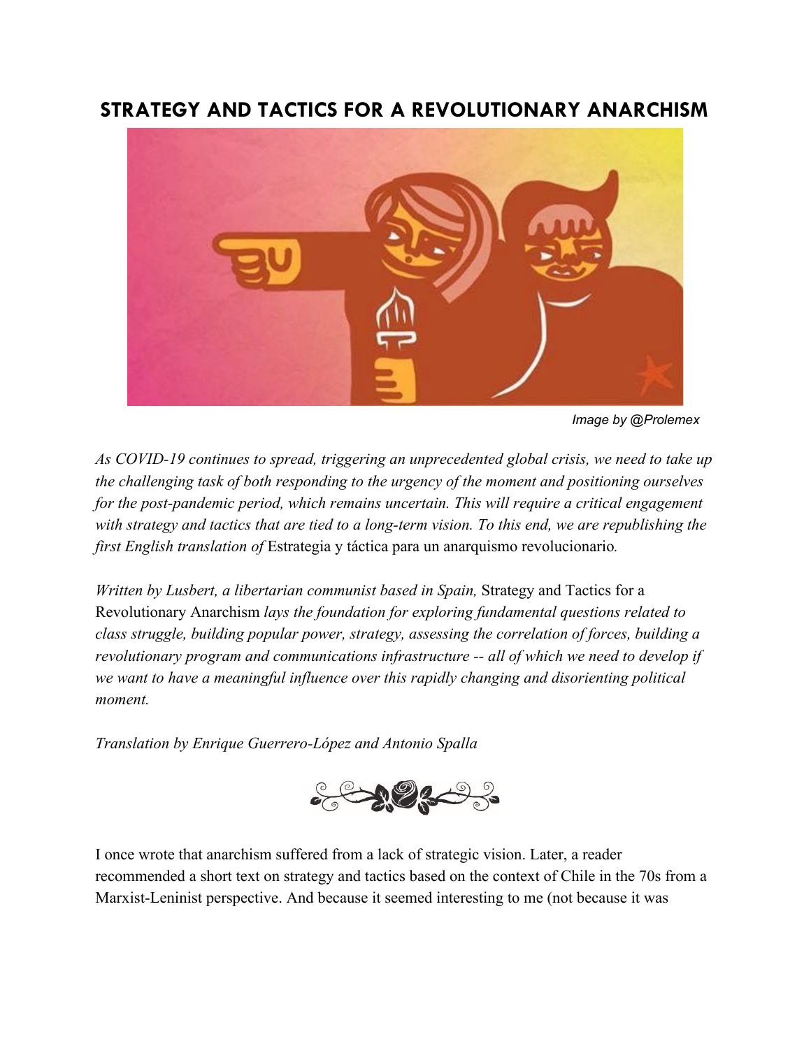# STRATEGY AND TACTICS FOR A REVOLUTIONARY ANARCHISM

Image by @Prolemex

*As COVID-19 continues to spread, triggering an unprecedented global crisis, we need to take up the challenging task of both responding to the urgency of the moment and positioning ourselves for the post-pandemic period, which remains uncertain. This will require a critical engagement with strategy and tactics that are tied to a long-term vision. To this end, we are republishing the first English translation of* Estrategia y táctica para un anarquismo revolucionario*.*

*Written by Lusbert, a libertarian communist based in Spain,* Strategy and Tactics for a Revolutionary Anarchism *lays the foundation for exploring fundamental questions related to class struggle, building popular power, strategy, assessing the correlation of forces, building a revolutionary program and communications infrastructure -- all of which we need to develop if we want to have a meaningful influence over this rapidly changing and disorienting political moment.*

*Translation by Enrique Guerrero-López and Antonio Spalla*

I once wrote that anarchism suffered from a lack of strategic vision. Later, a reader recommended a short text on strategy and tactics based on the context of Chile in the 70s from a Marxist-Leninist perspective. And because it seemed interesting to me (not because it was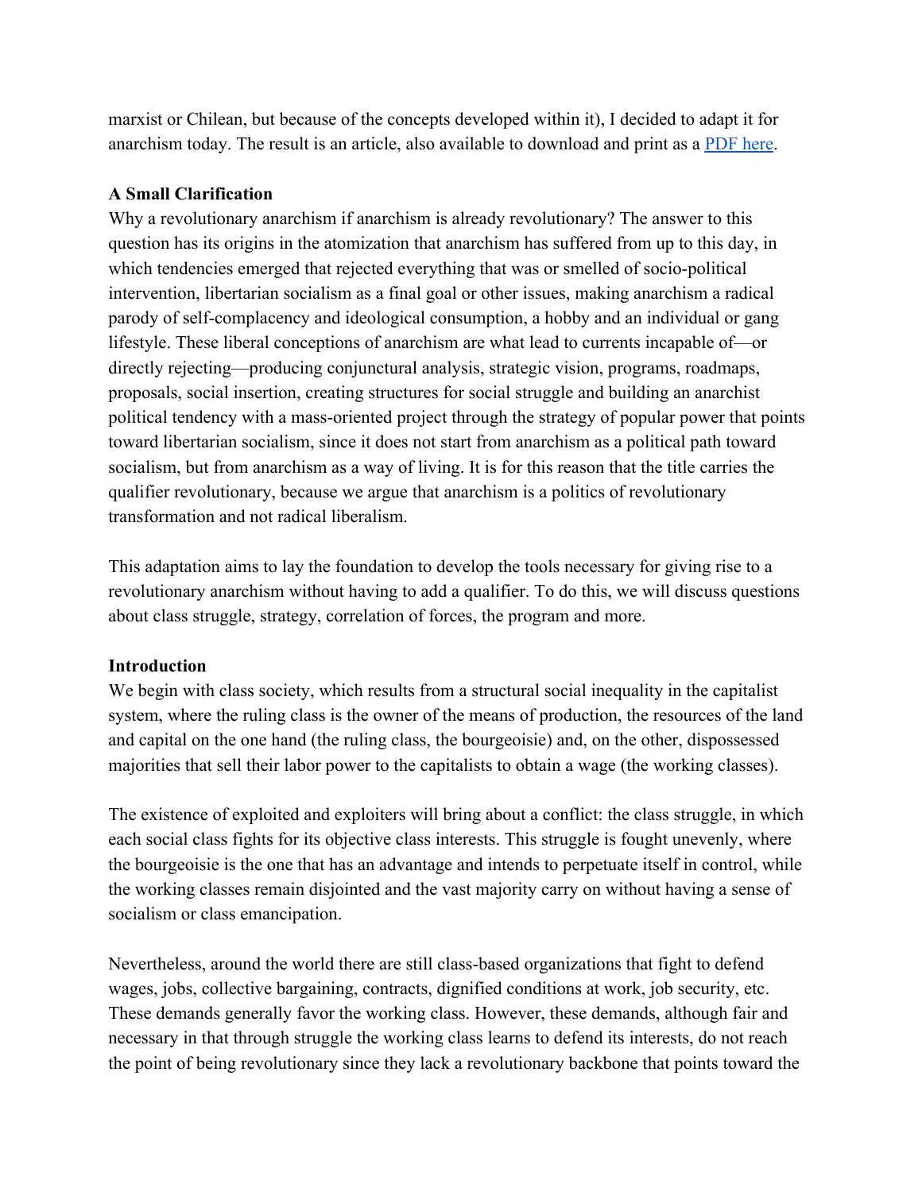marxist or Chilean, but because of the concepts developed within it), I decided to adapt it for anarchism today. The result is an article, also available to download and print as a PDF here.

**A Small Clarification**

Why a revolutionary anarchism if anarchism is already revolutionary? The answer to this question has its origins in the atomization that anarchism has suffered from up to this day, in which tendencies emerged that rejected everything that was or smelled of socio-political intervention, libertarian socialism as a final goal or other issues, making anarchism a radical parody of self-complacency and ideological consumption, a hobby and an individual or gang lifestyle. These liberal conceptions of anarchism are what lead to currents incapable of—or directly rejecting—producing conjunctural analysis, strategic vision, programs, roadmaps, proposals, social insertion, creating structures for social struggle and building an anarchist political tendency with a mass-oriented project through the strategy of popular power that points toward libertarian socialism, since it does not start from anarchism as a political path toward socialism, but from anarchism as a way of living. It is for this reason that the title carries the qualifier revolutionary, because we argue that anarchism is a politics of revolutionary transformation and not radical liberalism.

This adaptation aims to lay the foundation to develop the tools necessary for giving rise to a revolutionary anarchism without having to add a qualifier. To do this, we will discuss questions about class struggle, strategy, correlation of forces, the program and more.

**Introduction**

We begin with class society, which results from a structural social inequality in the capitalist system, where the ruling class is the owner of the means of production, the resources of the land and capital on the one hand (the ruling class, the bourgeoisie) and, on the other, dispossessed majorities that sell their labor power to the capitalists to obtain a wage (the working classes).

The existence of exploited and exploiters will bring about a conflict: the class struggle, in which each social class fights for its objective class interests. This struggle is fought unevenly, where the bourgeoisie is the one that has an advantage and intends to perpetuate itself in control, while the working classes remain disjointed and the vast majority carry on without having a sense of socialism or class emancipation.

Nevertheless, around the world there are still class-based organizations that fight to defend wages, jobs, collective bargaining, contracts, dignified conditions at work, job security, etc. These demands generally favor the working class. However, these demands, although fair and necessary in that through struggle the working class learns to defend its interests, do not reach the point of being revolutionary since they lack a revolutionary backbone that points toward the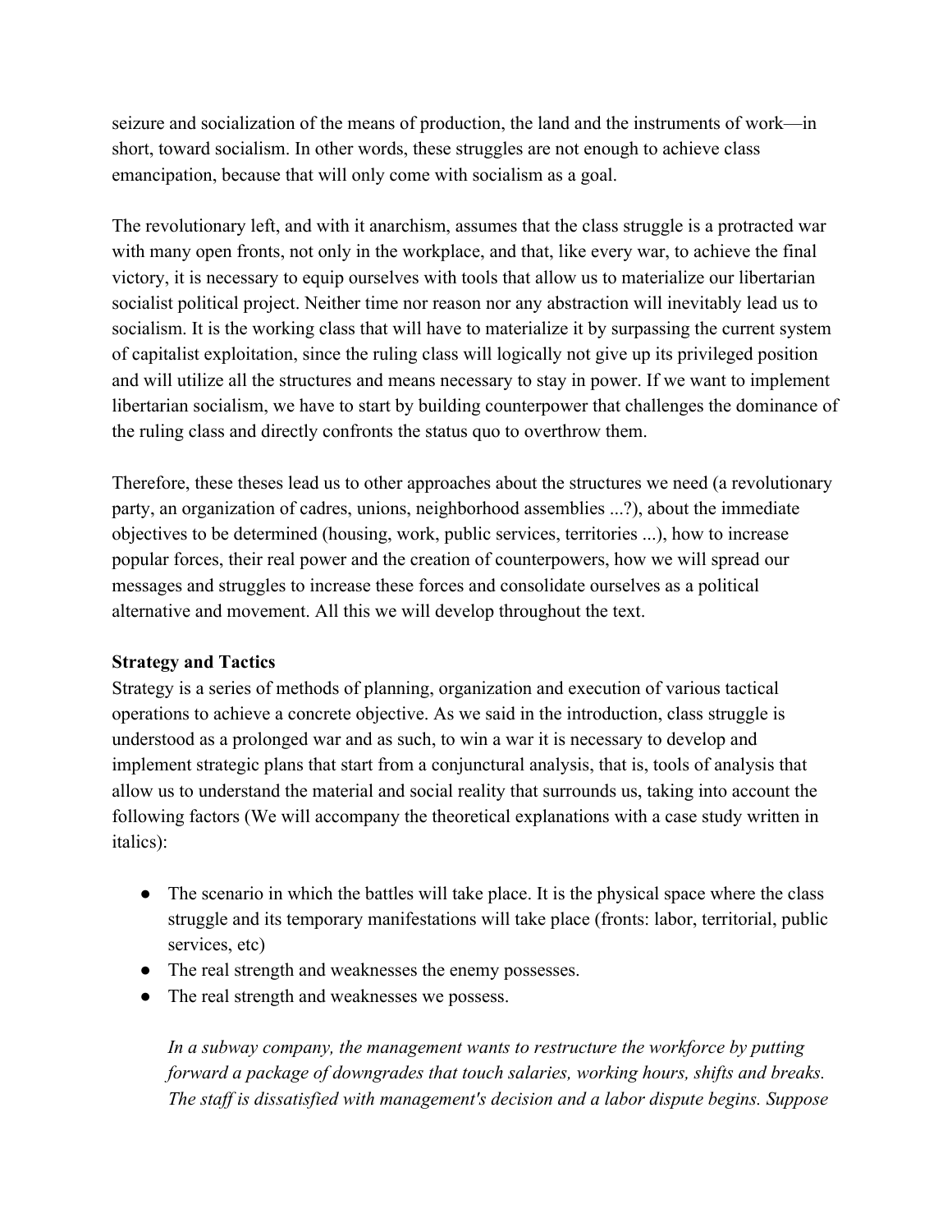seizure and socialization of the means of production, the land and the instruments of work—in short, toward socialism. In other words, these struggles are not enough to achieve class emancipation, because that will only come with socialism as a goal.

The revolutionary left, and with it anarchism, assumes that the class struggle is a protracted war with many open fronts, not only in the workplace, and that, like every war, to achieve the final victory, it is necessary to equip ourselves with tools that allow us to materialize our libertarian socialist political project. Neither time nor reason nor any abstraction will inevitably lead us to socialism. It is the working class that will have to materialize it by surpassing the current system of capitalist exploitation, since the ruling class will logically not give up its privileged position and will utilize all the structures and means necessary to stay in power. If we want to implement libertarian socialism, we have to start by building counterpower that challenges the dominance of the ruling class and directly confronts the status quo to overthrow them.

Therefore, these theses lead us to other approaches about the structures we need (a revolutionary party, an organization of cadres, unions, neighborhood assemblies ...?), about the immediate objectives to be determined (housing, work, public services, territories ...), how to increase popular forces, their real power and the creation of counterpowers, how we will spread our messages and struggles to increase these forces and consolidate ourselves as a political alternative and movement. All this we will develop throughout the text.

**Strategy and Tactics**

Strategy is a series of methods of planning, organization and execution of various tactical operations to achieve a concrete objective. As we said in the introduction, class struggle is understood as a prolonged war and as such, to win a war it is necessary to develop and implement strategic plans that start from a conjunctural analysis, that is, tools of analysis that allow us to understand the material and social reality that surrounds us, taking into account the following factors (We will accompany the theoretical explanations with a case study written in italics):

- The scenario in which the battles will take place. It is the physical space where the class struggle and its temporary manifestations will take place (fronts: labor, territorial, public services, etc)
- The real strength and weaknesses the enemy possesses.
- The real strength and weaknesses we possess.

*In a subway company, the management wants to restructure the workforce by putting forward a package of downgrades that touch salaries, working hours, shifts and breaks. The staff is dissatisfied with management's decision and a labor dispute begins. Suppose*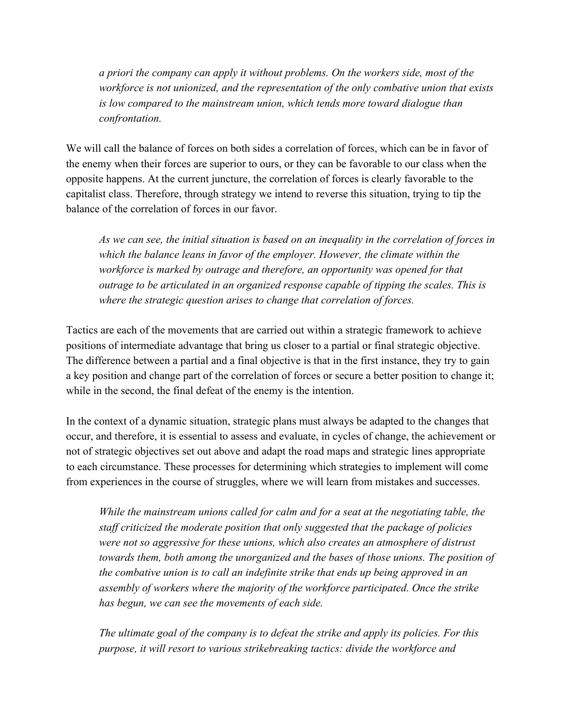*a priori the company can apply it without problems. On the workers side, most of the workforce is not unionized, and the representation of the only combative union that exists is low compared to the mainstream union, which tends more toward dialogue than confrontation.*

We will call the balance of forces on both sides a correlation of forces, which can be in favor of the enemy when their forces are superior to ours, or they can be favorable to our class when the opposite happens. At the current juncture, the correlation of forces is clearly favorable to the capitalist class. Therefore, through strategy we intend to reverse this situation, trying to tip the balance of the correlation of forces in our favor.

*As we can see, the initial situation is based on an inequality in the correlation of forces in which the balance leans in favor of the employer. However, the climate within the workforce is marked by outrage and therefore, an opportunity was opened for that outrage to be articulated in an organized response capable of tipping the scales. This is where the strategic question arises to change that correlation of forces.*

Tactics are each of the movements that are carried out within a strategic framework to achieve positions of intermediate advantage that bring us closer to a partial or final strategic objective. The difference between a partial and a final objective is that in the first instance, they try to gain a key position and change part of the correlation of forces or secure a better position to change it; while in the second, the final defeat of the enemy is the intention.

In the context of a dynamic situation, strategic plans must always be adapted to the changes that occur, and therefore, it is essential to assess and evaluate, in cycles of change, the achievement or not of strategic objectives set out above and adapt the road maps and strategic lines appropriate to each circumstance. These processes for determining which strategies to implement will come from experiences in the course of struggles, where we will learn from mistakes and successes.

*While the mainstream unions called for calm and for a seat at the negotiating table, the staff criticized the moderate position that only suggested that the package of policies were not so aggressive for these unions, which also creates an atmosphere of distrust towards them, both among the unorganized and the bases of those unions. The position of the combative union is to call an indefinite strike that ends up being approved in an assembly of workers where the majority of the workforce participated. Once the strike has begun, we can see the movements of each side.*

*The ultimate goal of the company is to defeat the strike and apply its policies. For this purpose, it will resort to various strikebreaking tactics: divide the workforce and*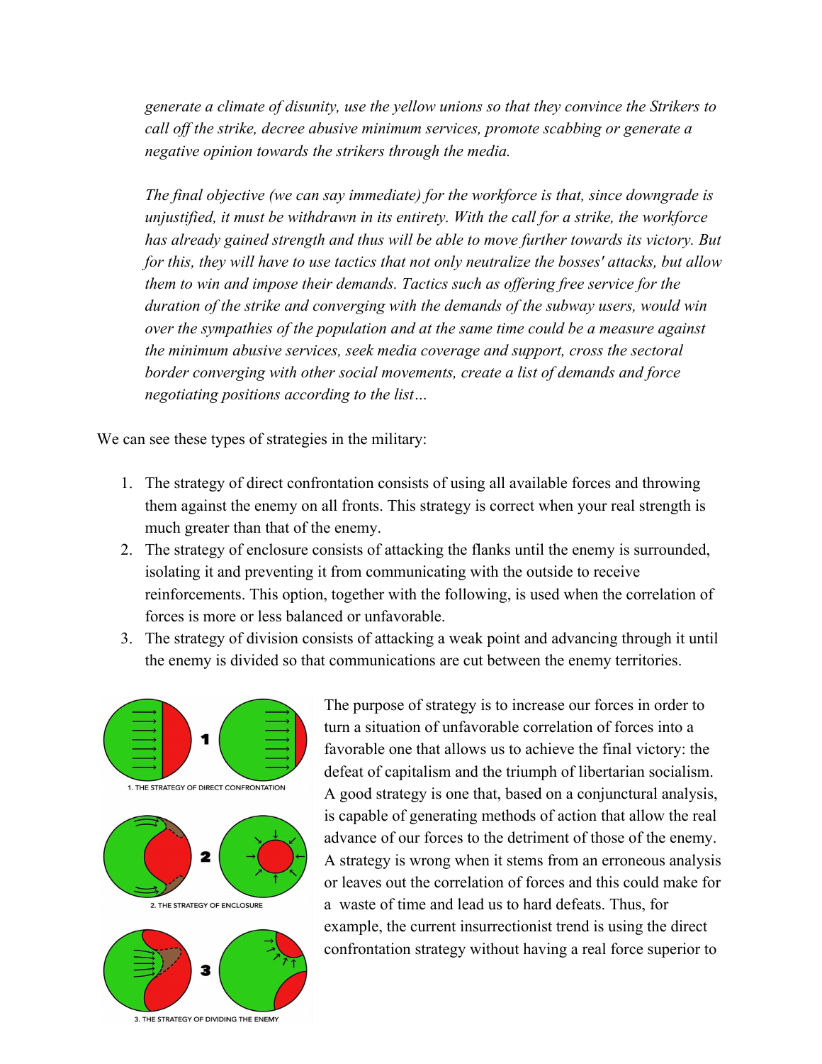*generate a climate of disunity, use the yellow unions so that they convince the Strikers to call off the strike, decree abusive minimum services, promote scabbing or generate a negative opinion towards the strikers through the media.*

*The final objective (we can say immediate) for the workforce is that, since downgrade is unjustified, it must be withdrawn in its entirety. With the call for a strike, the workforce has already gained strength and thus will be able to move further towards its victory. But for this, they will have to use tactics that not only neutralize the bosses' attacks, but allow them to win and impose their demands. Tactics such as offering free service for the duration of the strike and converging with the demands of the subway users, would win over the sympathies of the population and at the same time could be a measure against the minimum abusive services, seek media coverage and support, cross the sectoral border converging with other social movements, create a list of demands and force negotiating positions according to the list…*

We can see these types of strategies in the military:

1. The strategy of direct confrontation consists of using all available forces and throwing them against the enemy on all fronts. This strategy is correct when your real strength is much greater than that of the enemy.
2. The strategy of enclosure consists of attacking the flanks until the enemy is surrounded, isolating it and preventing it from communicating with the outside to receive reinforcements. This option, together with the following, is used when the correlation of forces is more or less balanced or unfavorable.
3. The strategy of division consists of attacking a weak point and advancing through it until the enemy is divided so that communications are cut between the enemy territories.

1. THE STRATEGY OF DIRECT CONFRONTATION

2. THE STRATEGY OF ENCLOSURE

3. THE STRATEGY OF DIVIDING THE ENEMY

The purpose of strategy is to increase our forces in order to turn a situation of unfavorable correlation of forces into a favorable one that allows us to achieve the final victory: the defeat of capitalism and the triumph of libertarian socialism. A good strategy is one that, based on a conjunctural analysis, is capable of generating methods of action that allow the real advance of our forces to the detriment of those of the enemy. A strategy is wrong when it stems from an erroneous analysis or leaves out the correlation of forces and this could make for a waste of time and lead us to hard defeats. Thus, for example, the current insurrectionist trend is using the direct confrontation strategy without having a real force superior to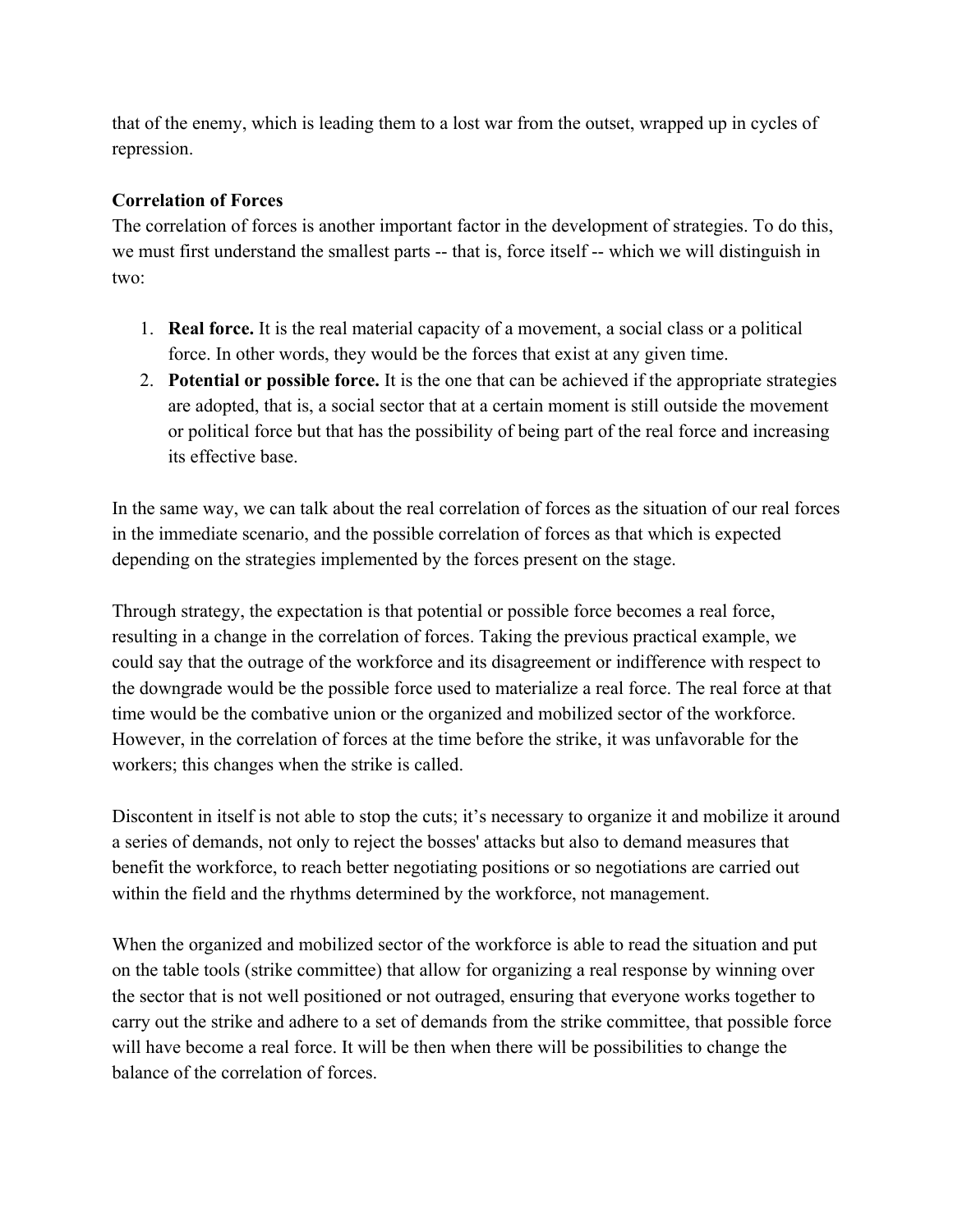that of the enemy, which is leading them to a lost war from the outset, wrapped up in cycles of repression.

**Correlation of Forces**

The correlation of forces is another important factor in the development of strategies. To do this, we must first understand the smallest parts -- that is, force itself -- which we will distinguish in two:

1. **Real force.** It is the real material capacity of a movement, a social class or a political force. In other words, they would be the forces that exist at any given time.
2. **Potential or possible force.** It is the one that can be achieved if the appropriate strategies are adopted, that is, a social sector that at a certain moment is still outside the movement or political force but that has the possibility of being part of the real force and increasing its effective base.

In the same way, we can talk about the real correlation of forces as the situation of our real forces in the immediate scenario, and the possible correlation of forces as that which is expected depending on the strategies implemented by the forces present on the stage.

Through strategy, the expectation is that potential or possible force becomes a real force, resulting in a change in the correlation of forces. Taking the previous practical example, we could say that the outrage of the workforce and its disagreement or indifference with respect to the downgrade would be the possible force used to materialize a real force. The real force at that time would be the combative union or the organized and mobilized sector of the workforce. However, in the correlation of forces at the time before the strike, it was unfavorable for the workers; this changes when the strike is called.

Discontent in itself is not able to stop the cuts; it's necessary to organize it and mobilize it around a series of demands, not only to reject the bosses' attacks but also to demand measures that benefit the workforce, to reach better negotiating positions or so negotiations are carried out within the field and the rhythms determined by the workforce, not management.

When the organized and mobilized sector of the workforce is able to read the situation and put on the table tools (strike committee) that allow for organizing a real response by winning over the sector that is not well positioned or not outraged, ensuring that everyone works together to carry out the strike and adhere to a set of demands from the strike committee, that possible force will have become a real force. It will be then when there will be possibilities to change the balance of the correlation of forces.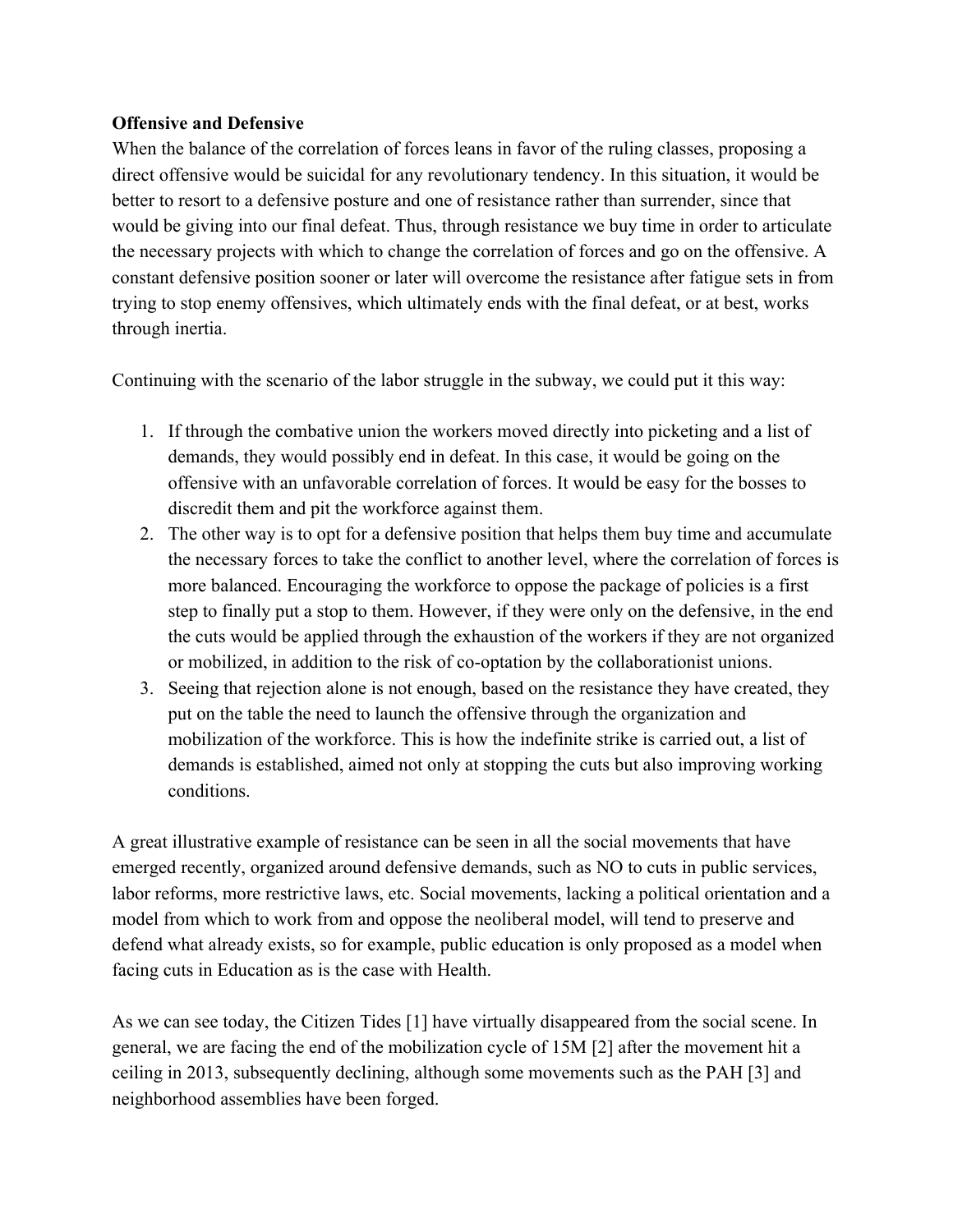**Offensive and Defensive**

When the balance of the correlation of forces leans in favor of the ruling classes, proposing a direct offensive would be suicidal for any revolutionary tendency. In this situation, it would be better to resort to a defensive posture and one of resistance rather than surrender, since that would be giving into our final defeat. Thus, through resistance we buy time in order to articulate the necessary projects with which to change the correlation of forces and go on the offensive. A constant defensive position sooner or later will overcome the resistance after fatigue sets in from trying to stop enemy offensives, which ultimately ends with the final defeat, or at best, works through inertia.

Continuing with the scenario of the labor struggle in the subway, we could put it this way:

1. If through the combative union the workers moved directly into picketing and a list of demands, they would possibly end in defeat. In this case, it would be going on the offensive with an unfavorable correlation of forces. It would be easy for the bosses to discredit them and pit the workforce against them.
2. The other way is to opt for a defensive position that helps them buy time and accumulate the necessary forces to take the conflict to another level, where the correlation of forces is more balanced. Encouraging the workforce to oppose the package of policies is a first step to finally put a stop to them. However, if they were only on the defensive, in the end the cuts would be applied through the exhaustion of the workers if they are not organized or mobilized, in addition to the risk of co-optation by the collaborationist unions.
3. Seeing that rejection alone is not enough, based on the resistance they have created, they put on the table the need to launch the offensive through the organization and mobilization of the workforce. This is how the indefinite strike is carried out, a list of demands is established, aimed not only at stopping the cuts but also improving working conditions.

A great illustrative example of resistance can be seen in all the social movements that have emerged recently, organized around defensive demands, such as NO to cuts in public services, labor reforms, more restrictive laws, etc. Social movements, lacking a political orientation and a model from which to work from and oppose the neoliberal model, will tend to preserve and defend what already exists, so for example, public education is only proposed as a model when facing cuts in Education as is the case with Health.

As we can see today, the Citizen Tides [1] have virtually disappeared from the social scene. In general, we are facing the end of the mobilization cycle of 15M [2] after the movement hit a ceiling in 2013, subsequently declining, although some movements such as the PAH [3] and neighborhood assemblies have been forged.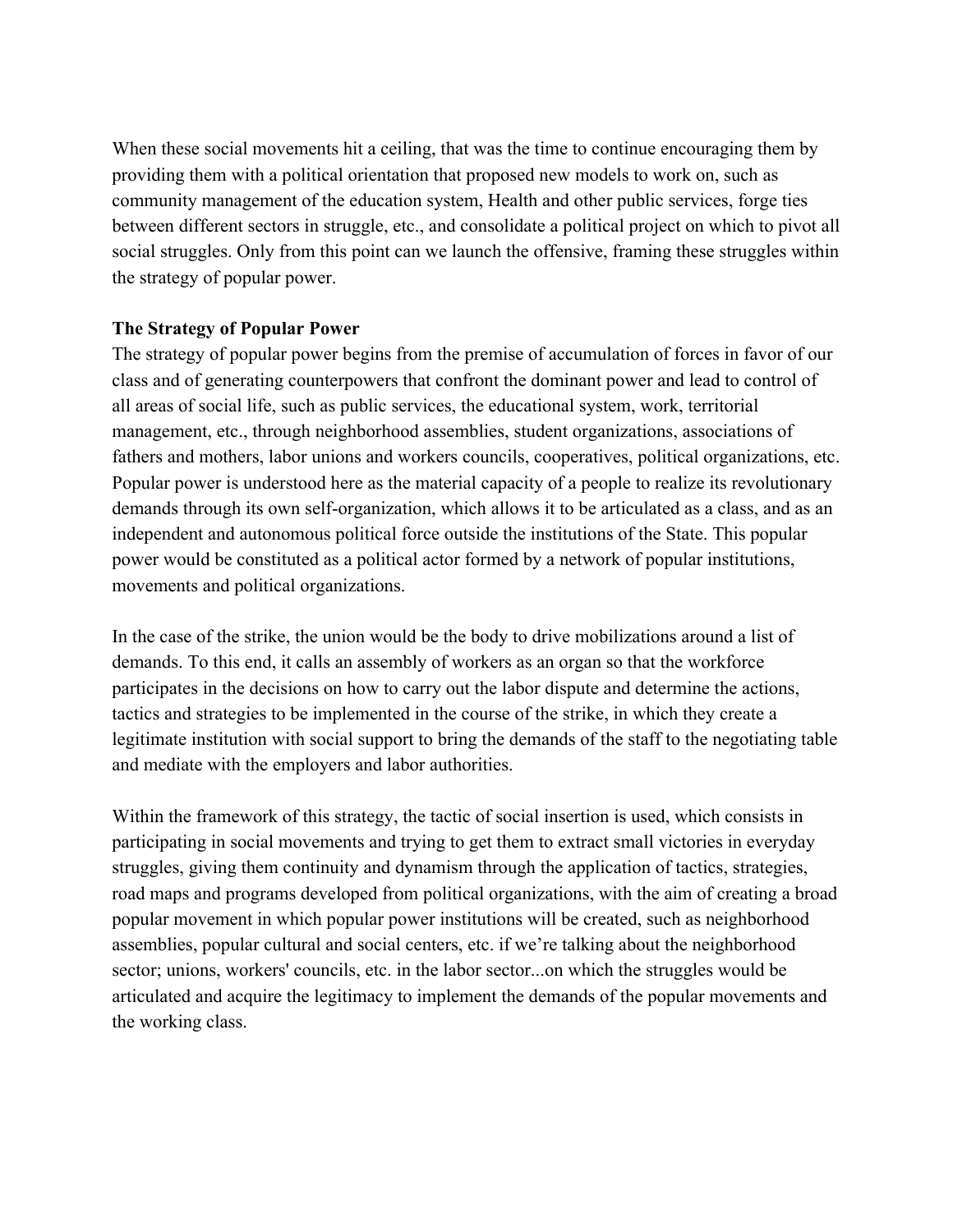When these social movements hit a ceiling, that was the time to continue encouraging them by providing them with a political orientation that proposed new models to work on, such as community management of the education system, Health and other public services, forge ties between different sectors in struggle, etc., and consolidate a political project on which to pivot all social struggles. Only from this point can we launch the offensive, framing these struggles within the strategy of popular power.

**The Strategy of Popular Power**

The strategy of popular power begins from the premise of accumulation of forces in favor of our class and of generating counterpowers that confront the dominant power and lead to control of all areas of social life, such as public services, the educational system, work, territorial management, etc., through neighborhood assemblies, student organizations, associations of fathers and mothers, labor unions and workers councils, cooperatives, political organizations, etc. Popular power is understood here as the material capacity of a people to realize its revolutionary demands through its own self-organization, which allows it to be articulated as a class, and as an independent and autonomous political force outside the institutions of the State. This popular power would be constituted as a political actor formed by a network of popular institutions, movements and political organizations.

In the case of the strike, the union would be the body to drive mobilizations around a list of demands. To this end, it calls an assembly of workers as an organ so that the workforce participates in the decisions on how to carry out the labor dispute and determine the actions, tactics and strategies to be implemented in the course of the strike, in which they create a legitimate institution with social support to bring the demands of the staff to the negotiating table and mediate with the employers and labor authorities.

Within the framework of this strategy, the tactic of social insertion is used, which consists in participating in social movements and trying to get them to extract small victories in everyday struggles, giving them continuity and dynamism through the application of tactics, strategies, road maps and programs developed from political organizations, with the aim of creating a broad popular movement in which popular power institutions will be created, such as neighborhood assemblies, popular cultural and social centers, etc. if we're talking about the neighborhood sector; unions, workers' councils, etc. in the labor sector...on which the struggles would be articulated and acquire the legitimacy to implement the demands of the popular movements and the working class.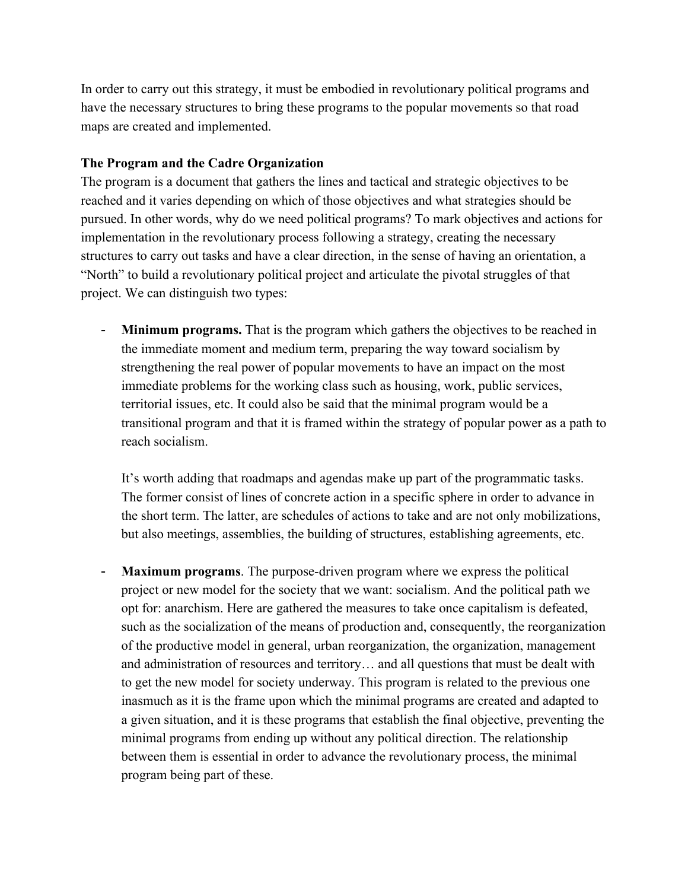In order to carry out this strategy, it must be embodied in revolutionary political programs and have the necessary structures to bring these programs to the popular movements so that road maps are created and implemented.

**The Program and the Cadre Organization**

The program is a document that gathers the lines and tactical and strategic objectives to be reached and it varies depending on which of those objectives and what strategies should be pursued. In other words, why do we need political programs? To mark objectives and actions for implementation in the revolutionary process following a strategy, creating the necessary structures to carry out tasks and have a clear direction, in the sense of having an orientation, a "North" to build a revolutionary political project and articulate the pivotal struggles of that project. We can distinguish two types:

- **Minimum programs.** That is the program which gathers the objectives to be reached in the immediate moment and medium term, preparing the way toward socialism by strengthening the real power of popular movements to have an impact on the most immediate problems for the working class such as housing, work, public services, territorial issues, etc. It could also be said that the minimal program would be a transitional program and that it is framed within the strategy of popular power as a path to reach socialism.

  It's worth adding that roadmaps and agendas make up part of the programmatic tasks. The former consist of lines of concrete action in a specific sphere in order to advance in the short term. The latter, are schedules of actions to take and are not only mobilizations, but also meetings, assemblies, the building of structures, establishing agreements, etc.

- **Maximum programs**. The purpose-driven program where we express the political project or new model for the society that we want: socialism. And the political path we opt for: anarchism. Here are gathered the measures to take once capitalism is defeated, such as the socialization of the means of production and, consequently, the reorganization of the productive model in general, urban reorganization, the organization, management and administration of resources and territory… and all questions that must be dealt with to get the new model for society underway. This program is related to the previous one inasmuch as it is the frame upon which the minimal programs are created and adapted to a given situation, and it is these programs that establish the final objective, preventing the minimal programs from ending up without any political direction. The relationship between them is essential in order to advance the revolutionary process, the minimal program being part of these.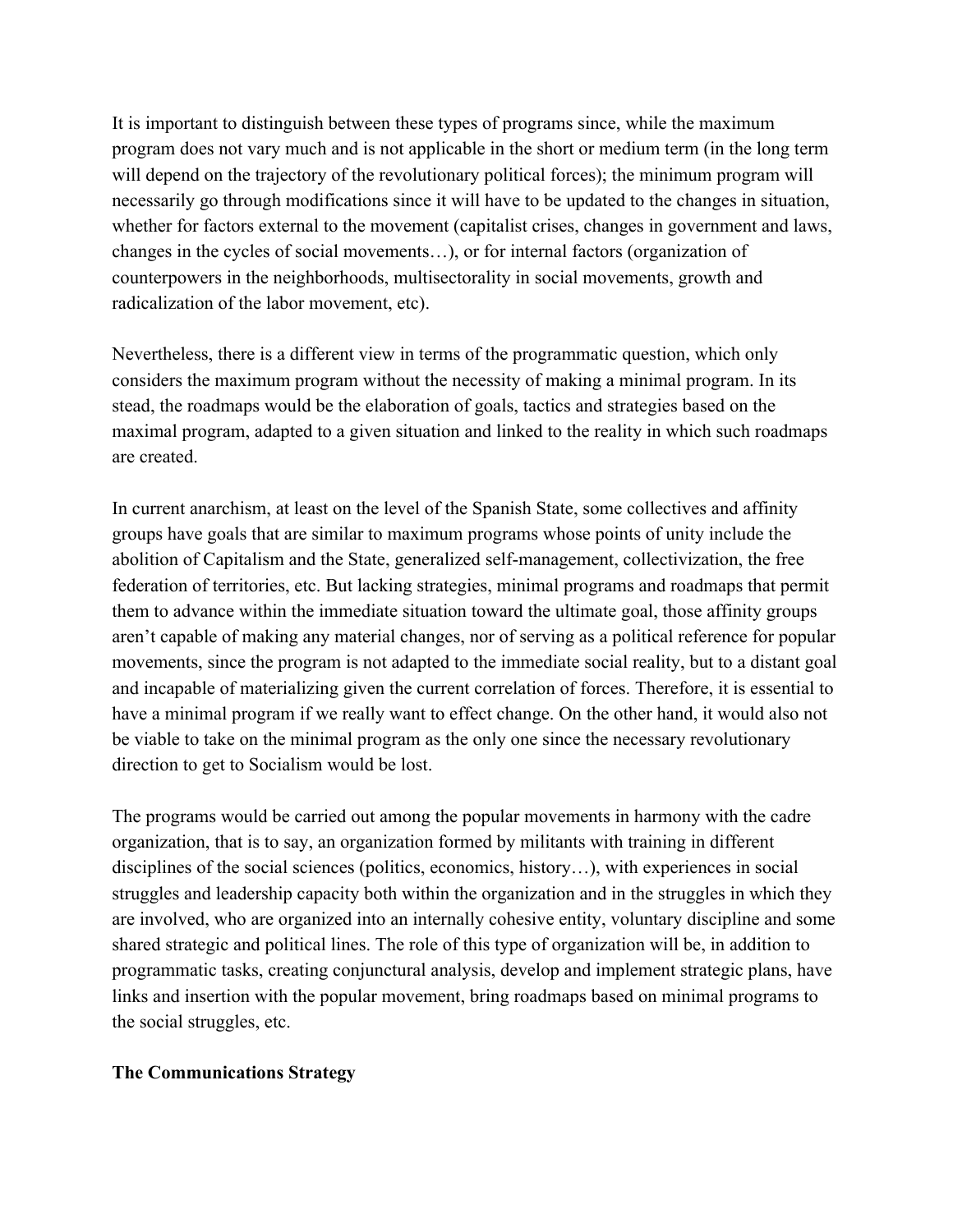It is important to distinguish between these types of programs since, while the maximum program does not vary much and is not applicable in the short or medium term (in the long term will depend on the trajectory of the revolutionary political forces); the minimum program will necessarily go through modifications since it will have to be updated to the changes in situation, whether for factors external to the movement (capitalist crises, changes in government and laws, changes in the cycles of social movements…), or for internal factors (organization of counterpowers in the neighborhoods, multisectorality in social movements, growth and radicalization of the labor movement, etc).

Nevertheless, there is a different view in terms of the programmatic question, which only considers the maximum program without the necessity of making a minimal program. In its stead, the roadmaps would be the elaboration of goals, tactics and strategies based on the maximal program, adapted to a given situation and linked to the reality in which such roadmaps are created.

In current anarchism, at least on the level of the Spanish State, some collectives and affinity groups have goals that are similar to maximum programs whose points of unity include the abolition of Capitalism and the State, generalized self-management, collectivization, the free federation of territories, etc. But lacking strategies, minimal programs and roadmaps that permit them to advance within the immediate situation toward the ultimate goal, those affinity groups aren't capable of making any material changes, nor of serving as a political reference for popular movements, since the program is not adapted to the immediate social reality, but to a distant goal and incapable of materializing given the current correlation of forces. Therefore, it is essential to have a minimal program if we really want to effect change. On the other hand, it would also not be viable to take on the minimal program as the only one since the necessary revolutionary direction to get to Socialism would be lost.

The programs would be carried out among the popular movements in harmony with the cadre organization, that is to say, an organization formed by militants with training in different disciplines of the social sciences (politics, economics, history…), with experiences in social struggles and leadership capacity both within the organization and in the struggles in which they are involved, who are organized into an internally cohesive entity, voluntary discipline and some shared strategic and political lines. The role of this type of organization will be, in addition to programmatic tasks, creating conjunctural analysis, develop and implement strategic plans, have links and insertion with the popular movement, bring roadmaps based on minimal programs to the social struggles, etc.

**The Communications Strategy**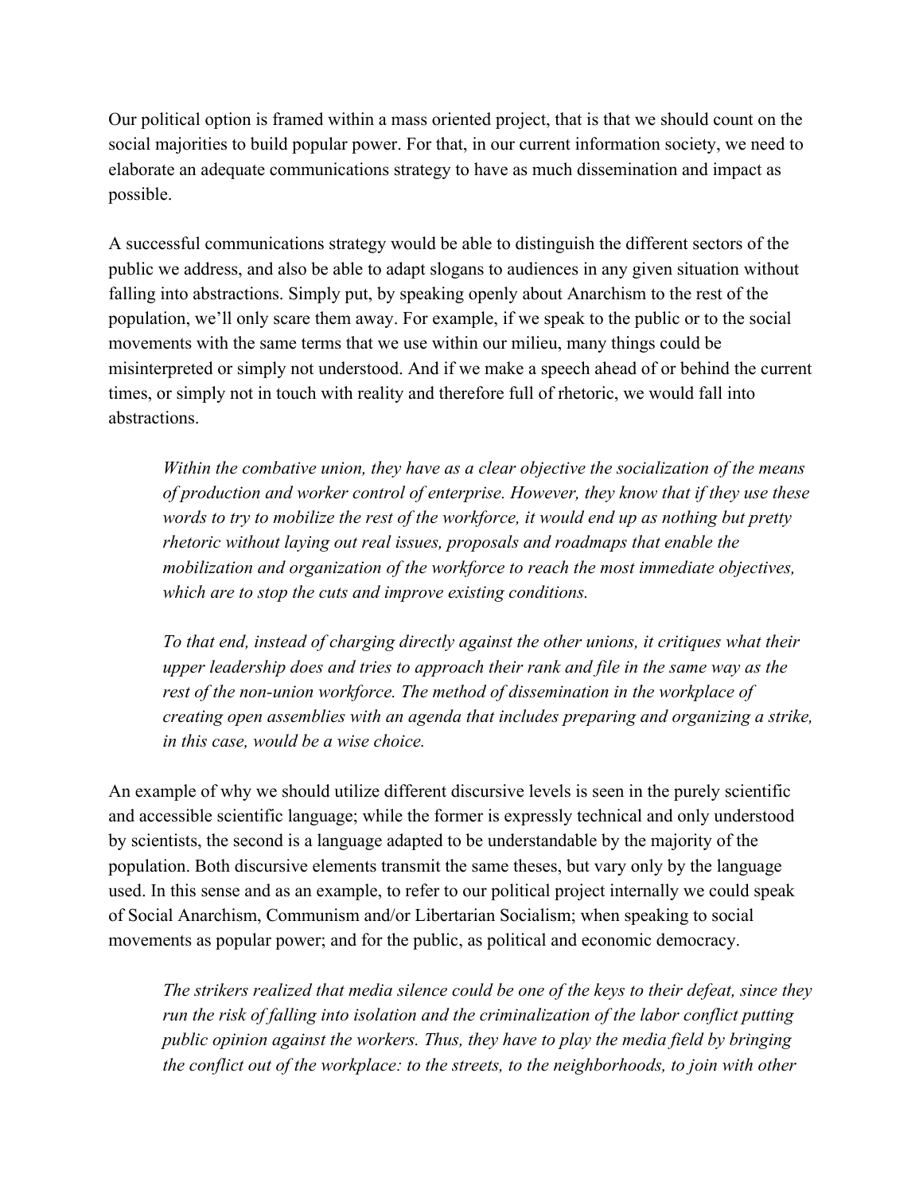Our political option is framed within a mass oriented project, that is that we should count on the social majorities to build popular power. For that, in our current information society, we need to elaborate an adequate communications strategy to have as much dissemination and impact as possible.

A successful communications strategy would be able to distinguish the different sectors of the public we address, and also be able to adapt slogans to audiences in any given situation without falling into abstractions. Simply put, by speaking openly about Anarchism to the rest of the population, we'll only scare them away. For example, if we speak to the public or to the social movements with the same terms that we use within our milieu, many things could be misinterpreted or simply not understood. And if we make a speech ahead of or behind the current times, or simply not in touch with reality and therefore full of rhetoric, we would fall into abstractions.

> *Within the combative union, they have as a clear objective the socialization of the means of production and worker control of enterprise. However, they know that if they use these words to try to mobilize the rest of the workforce, it would end up as nothing but pretty rhetoric without laying out real issues, proposals and roadmaps that enable the mobilization and organization of the workforce to reach the most immediate objectives, which are to stop the cuts and improve existing conditions.*
>
> *To that end, instead of charging directly against the other unions, it critiques what their upper leadership does and tries to approach their rank and file in the same way as the rest of the non-union workforce. The method of dissemination in the workplace of creating open assemblies with an agenda that includes preparing and organizing a strike, in this case, would be a wise choice.*

An example of why we should utilize different discursive levels is seen in the purely scientific and accessible scientific language; while the former is expressly technical and only understood by scientists, the second is a language adapted to be understandable by the majority of the population. Both discursive elements transmit the same theses, but vary only by the language used. In this sense and as an example, to refer to our political project internally we could speak of Social Anarchism, Communism and/or Libertarian Socialism; when speaking to social movements as popular power; and for the public, as political and economic democracy.

> *The strikers realized that media silence could be one of the keys to their defeat, since they run the risk of falling into isolation and the criminalization of the labor conflict putting public opinion against the workers. Thus, they have to play the media field by bringing the conflict out of the workplace: to the streets, to the neighborhoods, to join with other*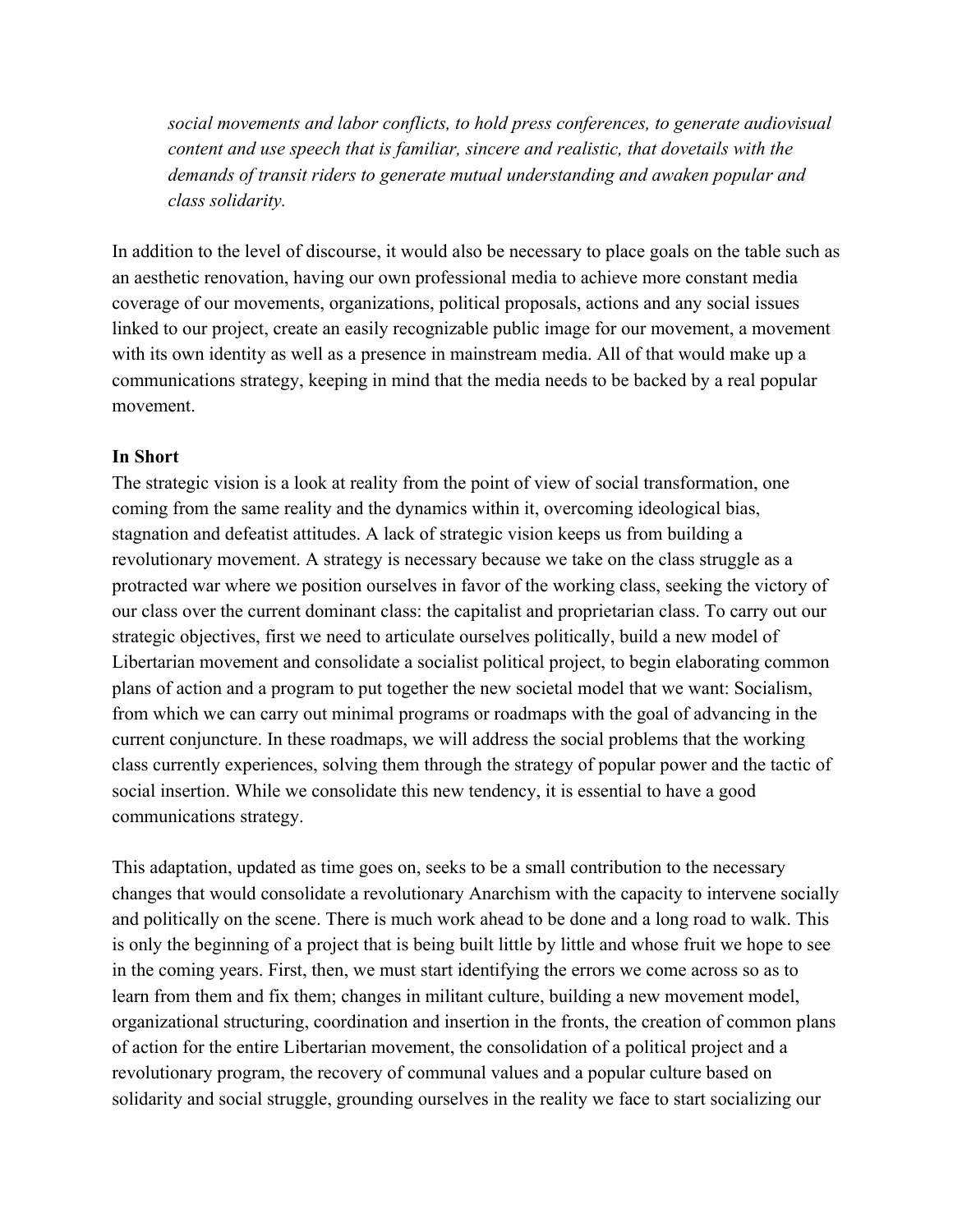*social movements and labor conflicts, to hold press conferences, to generate audiovisual content and use speech that is familiar, sincere and realistic, that dovetails with the demands of transit riders to generate mutual understanding and awaken popular and class solidarity.*

In addition to the level of discourse, it would also be necessary to place goals on the table such as an aesthetic renovation, having our own professional media to achieve more constant media coverage of our movements, organizations, political proposals, actions and any social issues linked to our project, create an easily recognizable public image for our movement, a movement with its own identity as well as a presence in mainstream media. All of that would make up a communications strategy, keeping in mind that the media needs to be backed by a real popular movement.

**In Short**

The strategic vision is a look at reality from the point of view of social transformation, one coming from the same reality and the dynamics within it, overcoming ideological bias, stagnation and defeatist attitudes. A lack of strategic vision keeps us from building a revolutionary movement. A strategy is necessary because we take on the class struggle as a protracted war where we position ourselves in favor of the working class, seeking the victory of our class over the current dominant class: the capitalist and proprietarian class. To carry out our strategic objectives, first we need to articulate ourselves politically, build a new model of Libertarian movement and consolidate a socialist political project, to begin elaborating common plans of action and a program to put together the new societal model that we want: Socialism, from which we can carry out minimal programs or roadmaps with the goal of advancing in the current conjuncture. In these roadmaps, we will address the social problems that the working class currently experiences, solving them through the strategy of popular power and the tactic of social insertion. While we consolidate this new tendency, it is essential to have a good communications strategy.

This adaptation, updated as time goes on, seeks to be a small contribution to the necessary changes that would consolidate a revolutionary Anarchism with the capacity to intervene socially and politically on the scene. There is much work ahead to be done and a long road to walk. This is only the beginning of a project that is being built little by little and whose fruit we hope to see in the coming years. First, then, we must start identifying the errors we come across so as to learn from them and fix them; changes in militant culture, building a new movement model, organizational structuring, coordination and insertion in the fronts, the creation of common plans of action for the entire Libertarian movement, the consolidation of a political project and a revolutionary program, the recovery of communal values and a popular culture based on solidarity and social struggle, grounding ourselves in the reality we face to start socializing our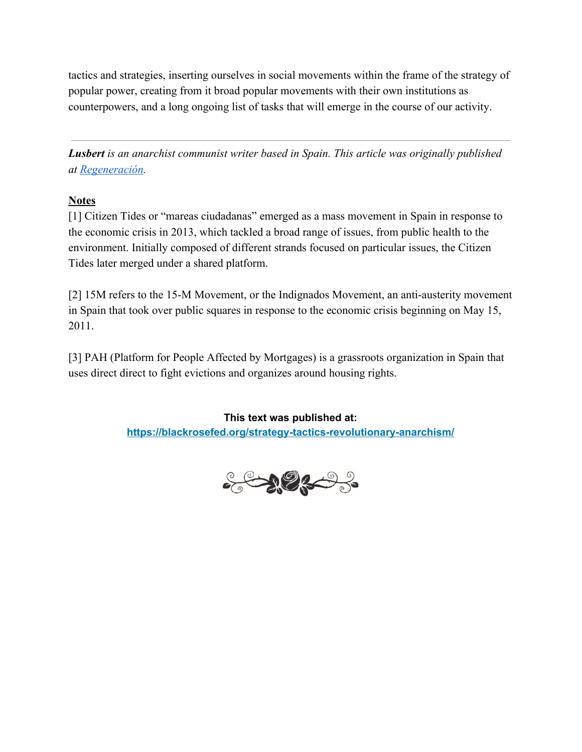tactics and strategies, inserting ourselves in social movements within the frame of the strategy of popular power, creating from it broad popular movements with their own institutions as counterpowers, and a long ongoing list of tasks that will emerge in the course of our activity.

---

***Lusbert** is an anarchist communist writer based in Spain. This article was originally published at [Regeneración](#).*

**Notes**

[1] Citizen Tides or "mareas ciudadanas" emerged as a mass movement in Spain in response to the economic crisis in 2013, which tackled a broad range of issues, from public health to the environment. Initially composed of different strands focused on particular issues, the Citizen Tides later merged under a shared platform.

[2] 15M refers to the 15-M Movement, or the Indignados Movement, an anti-austerity movement in Spain that took over public squares in response to the economic crisis beginning on May 15, 2011.

[3] PAH (Platform for People Affected by Mortgages) is a grassroots organization in Spain that uses direct direct to fight evictions and organizes around housing rights.

**This text was published at:**
**https://blackrosefed.org/strategy-tactics-revolutionary-anarchism/**